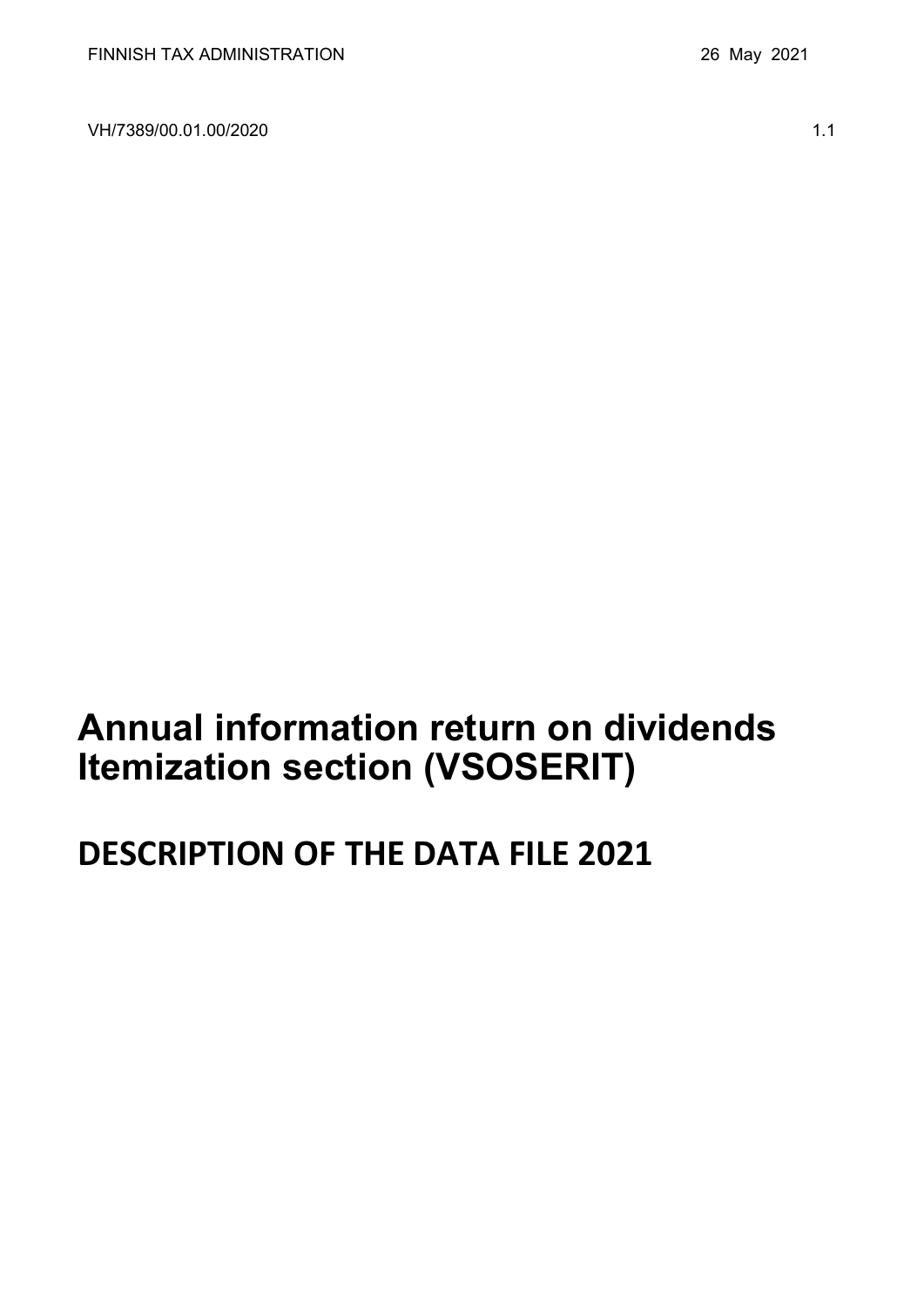FINNISH TAX ADMINISTRATION 26 May 2021

VH/7389/00.01.00/2020 1.1

# Annual information return on dividends Itemization section (VSOSERIT)

# DESCRIPTION OF THE DATA FILE 2021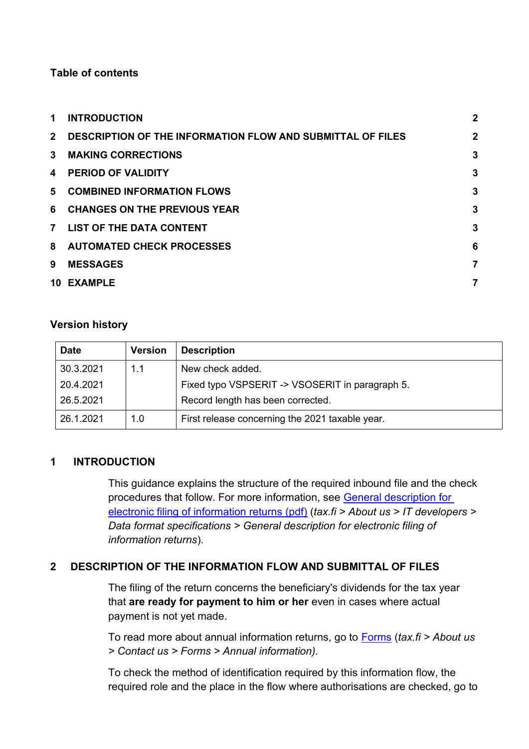**Table of contents**

| | | |
|---|---|---|
| 1 | INTRODUCTION | 2 |
| 2 | DESCRIPTION OF THE INFORMATION FLOW AND SUBMITTAL OF FILES | 2 |
| 3 | MAKING CORRECTIONS | 3 |
| 4 | PERIOD OF VALIDITY | 3 |
| 5 | COMBINED INFORMATION FLOWS | 3 |
| 6 | CHANGES ON THE PREVIOUS YEAR | 3 |
| 7 | LIST OF THE DATA CONTENT | 3 |
| 8 | AUTOMATED CHECK PROCESSES | 6 |
| 9 | MESSAGES | 7 |
| 10 | EXAMPLE | 7 |

**Version history**

| Date | Version | Description |
|---|---|---|
| 30.3.2021<br>20.4.2021<br>26.5.2021 | 1.1 | New check added.<br>Fixed typo VSPSERIT -> VSOSERIT in paragraph 5.<br>Record length has been corrected. |
| 26.1.2021 | 1.0 | First release concerning the 2021 taxable year. |

## 1 INTRODUCTION

This guidance explains the structure of the required inbound file and the check procedures that follow. For more information, see General description for electronic filing of information returns (pdf) (*tax.fi > About us > IT developers > Data format specifications > General description for electronic filing of information returns*).

## 2 DESCRIPTION OF THE INFORMATION FLOW AND SUBMITTAL OF FILES

The filing of the return concerns the beneficiary's dividends for the tax year that **are ready for payment to him or her** even in cases where actual payment is not yet made.

To read more about annual information returns, go to Forms (*tax.fi > About us > Contact us > Forms > Annual information).*

To check the method of identification required by this information flow, the required role and the place in the flow where authorisations are checked, go to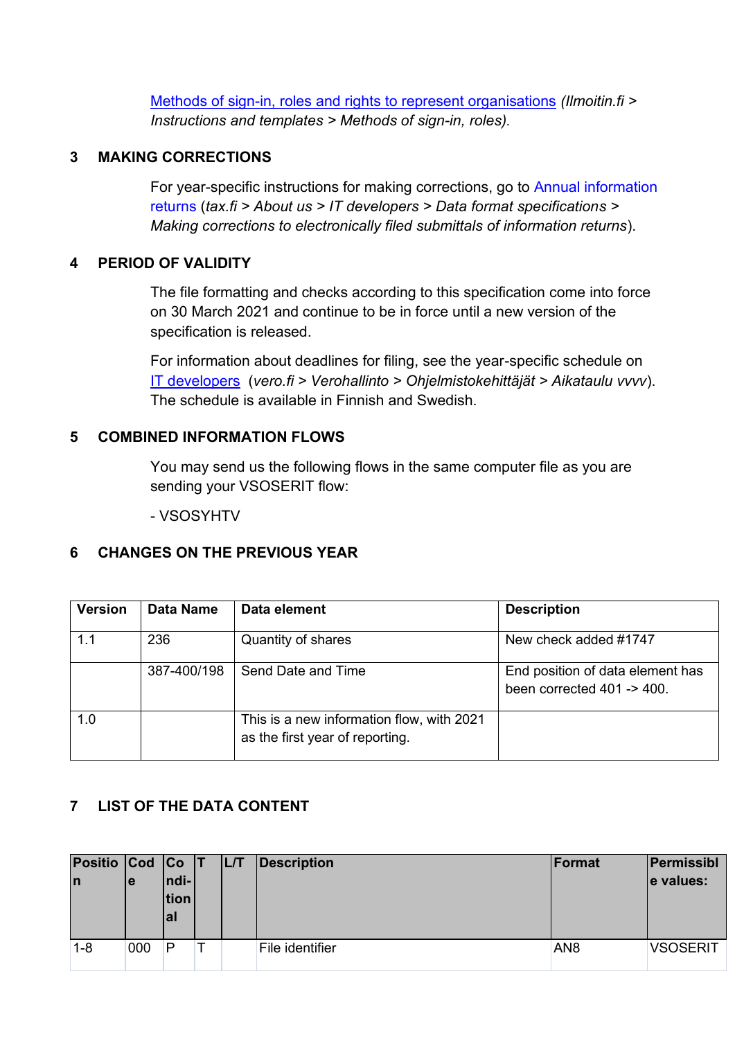[Methods of sign-in, roles and rights to represent organisations](#) *(Ilmoitin.fi > Instructions and templates > Methods of sign-in, roles).*

## 3 MAKING CORRECTIONS

For year-specific instructions for making corrections, go to [Annual information returns](#) (*tax.fi > About us > IT developers > Data format specifications > Making corrections to electronically filed submittals of information returns*).

## 4 PERIOD OF VALIDITY

The file formatting and checks according to this specification come into force on 30 March 2021 and continue to be in force until a new version of the specification is released.

For information about deadlines for filing, see the year-specific schedule on [IT developers](#) (*vero.fi > Verohallinto > Ohjelmistokehittäjät > Aikataulu vvvv*). The schedule is available in Finnish and Swedish.

## 5 COMBINED INFORMATION FLOWS

You may send us the following flows in the same computer file as you are sending your VSOSERIT flow:

- VSOSYHTV

## 6 CHANGES ON THE PREVIOUS YEAR

| Version | Data Name | Data element | Description |
|---|---|---|---|
| 1.1 | 236 | Quantity of shares | New check added #1747 |
| | 387-400/198 | Send Date and Time | End position of data element has been corrected 401 -> 400. |
| 1.0 | | This is a new information flow, with 2021 as the first year of reporting. | |

## 7 LIST OF THE DATA CONTENT

| Position | Code | Conditional | T | L/T | Description | Format | Permissible values: |
|---|---|---|---|---|---|---|---|
| 1-8 | 000 | P | T | | File identifier | AN8 | VSOSERIT |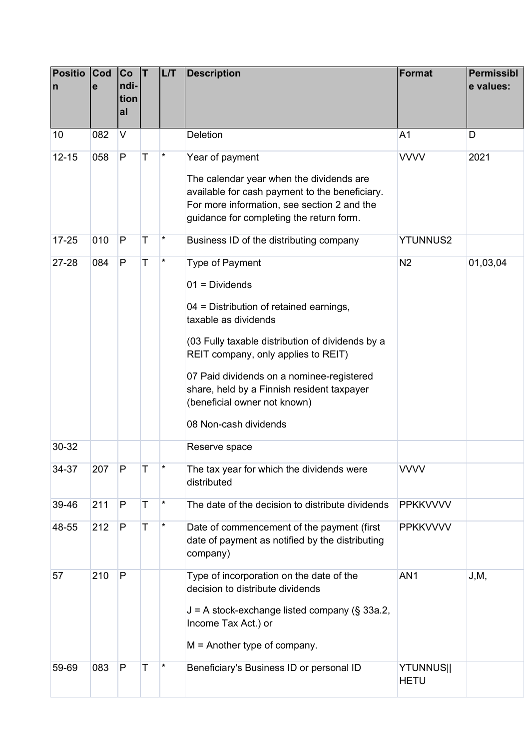| Position | Code | Conditional | T | L/T | Description | Format | Permissible values: |
|---|---|---|---|---|---|---|---|
| 10 | 082 | V | | | Deletion | A1 | D |
| 12-15 | 058 | P | T | * | Year of payment<br><br>The calendar year when the dividends are available for cash payment to the beneficiary. For more information, see section 2 and the guidance for completing the return form. | VVVV | 2021 |
| 17-25 | 010 | P | T | * | Business ID of the distributing company | YTUNNUS2 | |
| 27-28 | 084 | P | T | * | Type of Payment<br><br>01 = Dividends<br><br>04 = Distribution of retained earnings, taxable as dividends<br><br>(03 Fully taxable distribution of dividends by a REIT company, only applies to REIT)<br><br>07 Paid dividends on a nominee-registered share, held by a Finnish resident taxpayer (beneficial owner not known)<br><br>08 Non-cash dividends | N2 | 01,03,04 |
| 30-32 | | | | | Reserve space | | |
| 34-37 | 207 | P | T | * | The tax year for which the dividends were distributed | VVVV | |
| 39-46 | 211 | P | T | * | The date of the decision to distribute dividends | PPKKVVVV | |
| 48-55 | 212 | P | T | * | Date of commencement of the payment (first date of payment as notified by the distributing company) | PPKKVVVV | |
| 57 | 210 | P | | | Type of incorporation on the date of the decision to distribute dividends<br><br>J = A stock-exchange listed company (§ 33a.2, Income Tax Act.) or<br><br>M = Another type of company. | AN1 | J,M, |
| 59-69 | 083 | P | T | * | Beneficiary's Business ID or personal ID | YTUNNUS\|\|HETU | |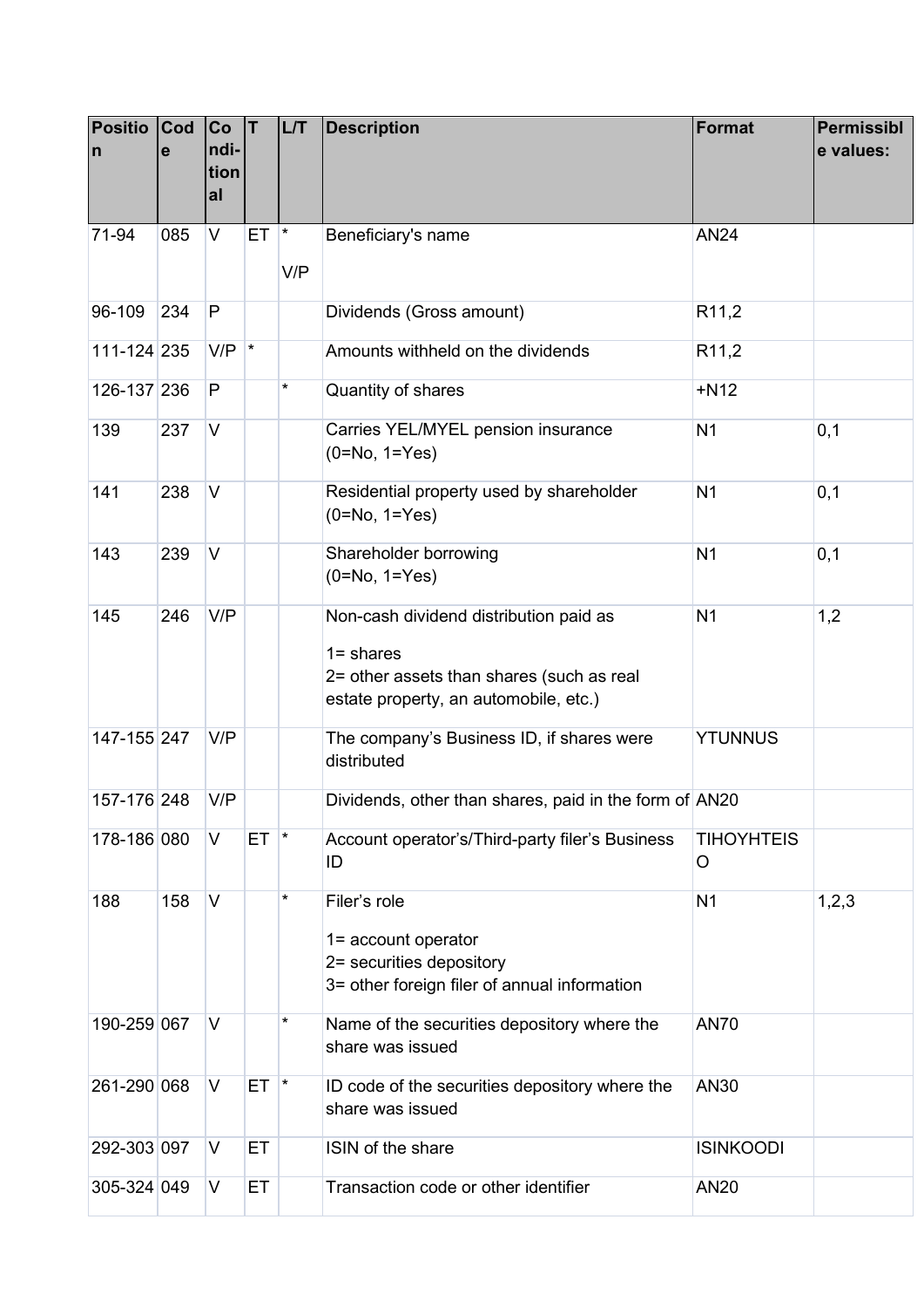| Position | Code | Conditional | T | L/T | Description | Format | Permissible values: |
|---|---|---|---|---|---|---|---|
| 71-94 | 085 | V | ET | * V/P | Beneficiary's name | AN24 | |
| 96-109 | 234 | P | | | Dividends (Gross amount) | R11,2 | |
| 111-124 | 235 | V/P | * | | Amounts withheld on the dividends | R11,2 | |
| 126-137 | 236 | P | | * | Quantity of shares | +N12 | |
| 139 | 237 | V | | | Carries YEL/MYEL pension insurance (0=No, 1=Yes) | N1 | 0,1 |
| 141 | 238 | V | | | Residential property used by shareholder (0=No, 1=Yes) | N1 | 0,1 |
| 143 | 239 | V | | | Shareholder borrowing (0=No, 1=Yes) | N1 | 0,1 |
| 145 | 246 | V/P | | | Non-cash dividend distribution paid as<br><br>1= shares<br>2= other assets than shares (such as real estate property, an automobile, etc.) | N1 | 1,2 |
| 147-155 | 247 | V/P | | | The company's Business ID, if shares were distributed | YTUNNUS | |
| 157-176 | 248 | V/P | | | Dividends, other than shares, paid in the form of | AN20 | |
| 178-186 | 080 | V | ET | * | Account operator's/Third-party filer's Business ID | TIHOYHTEISO | |
| 188 | 158 | V | | * | Filer's role<br><br>1= account operator<br>2= securities depository<br>3= other foreign filer of annual information | N1 | 1,2,3 |
| 190-259 | 067 | V | | * | Name of the securities depository where the share was issued | AN70 | |
| 261-290 | 068 | V | ET | * | ID code of the securities depository where the share was issued | AN30 | |
| 292-303 | 097 | V | ET | | ISIN of the share | ISINKOODI | |
| 305-324 | 049 | V | ET | | Transaction code or other identifier | AN20 | |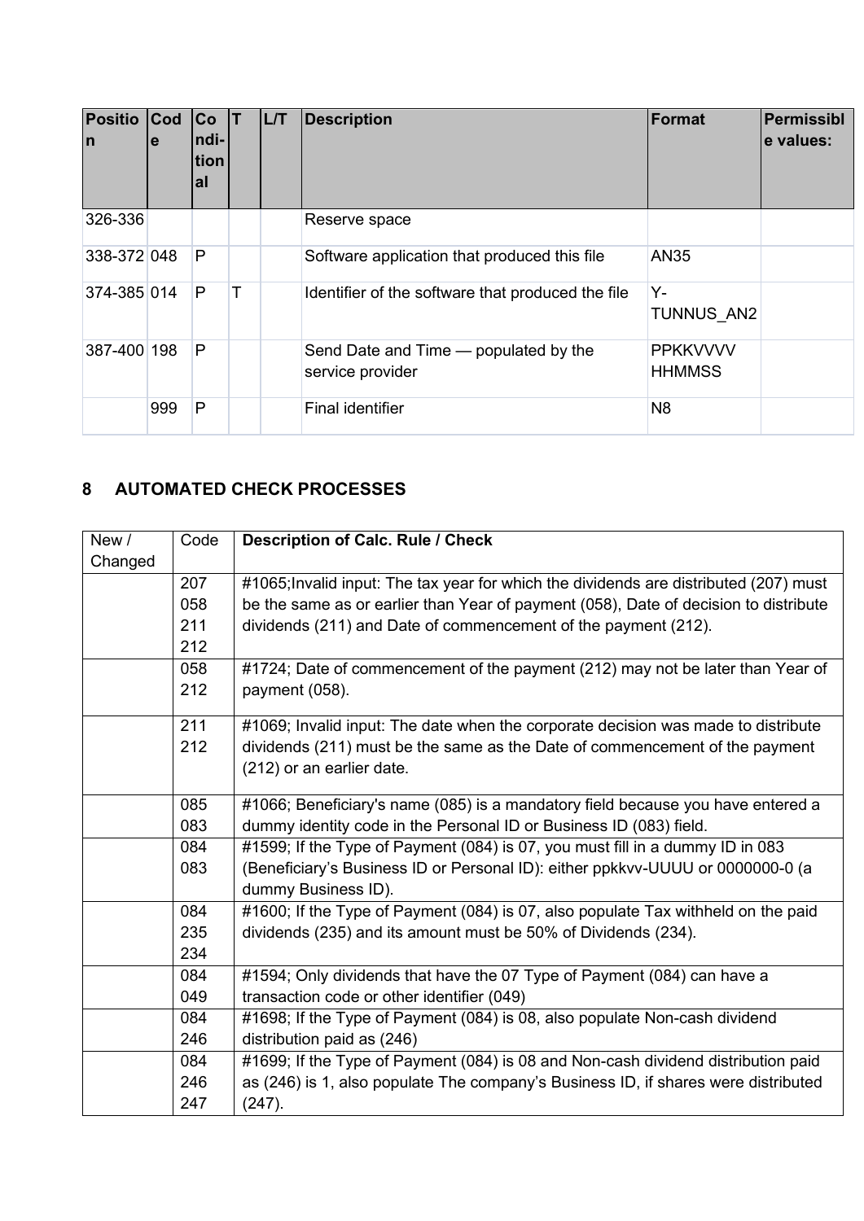| Position | Code | Conditional | T | L/T | Description | Format | Permissible values: |
|---|---|---|---|---|---|---|---|
| 326-336 | | | | | Reserve space | | |
| 338-372 | 048 | P | | | Software application that produced this file | AN35 | |
| 374-385 | 014 | P | T | | Identifier of the software that produced the file | Y-TUNNUS_AN2 | |
| 387-400 | 198 | P | | | Send Date and Time — populated by the service provider | PPKKVVVV HHMMSS | |
| | 999 | P | | | Final identifier | N8 | |

## 8 AUTOMATED CHECK PROCESSES

| New / Changed | Code | Description of Calc. Rule / Check |
|---|---|---|
| | 207<br>058<br>211<br>212 | #1065;Invalid input: The tax year for which the dividends are distributed (207) must be the same as or earlier than Year of payment (058), Date of decision to distribute dividends (211) and Date of commencement of the payment (212). |
| | 058<br>212 | #1724; Date of commencement of the payment (212) may not be later than Year of payment (058). |
| | 211<br>212 | #1069; Invalid input: The date when the corporate decision was made to distribute dividends (211) must be the same as the Date of commencement of the payment (212) or an earlier date. |
| | 085<br>083 | #1066; Beneficiary's name (085) is a mandatory field because you have entered a dummy identity code in the Personal ID or Business ID (083) field. |
| | 084<br>083 | #1599; If the Type of Payment (084) is 07, you must fill in a dummy ID in 083 (Beneficiary's Business ID or Personal ID): either ppkkvv-UUUU or 0000000-0 (a dummy Business ID). |
| | 084<br>235<br>234 | #1600; If the Type of Payment (084) is 07, also populate Tax withheld on the paid dividends (235) and its amount must be 50% of Dividends (234). |
| | 084<br>049 | #1594; Only dividends that have the 07 Type of Payment (084) can have a transaction code or other identifier (049) |
| | 084<br>246 | #1698; If the Type of Payment (084) is 08, also populate Non-cash dividend distribution paid as (246) |
| | 084<br>246<br>247 | #1699; If the Type of Payment (084) is 08 and Non-cash dividend distribution paid as (246) is 1, also populate The company's Business ID, if shares were distributed (247). |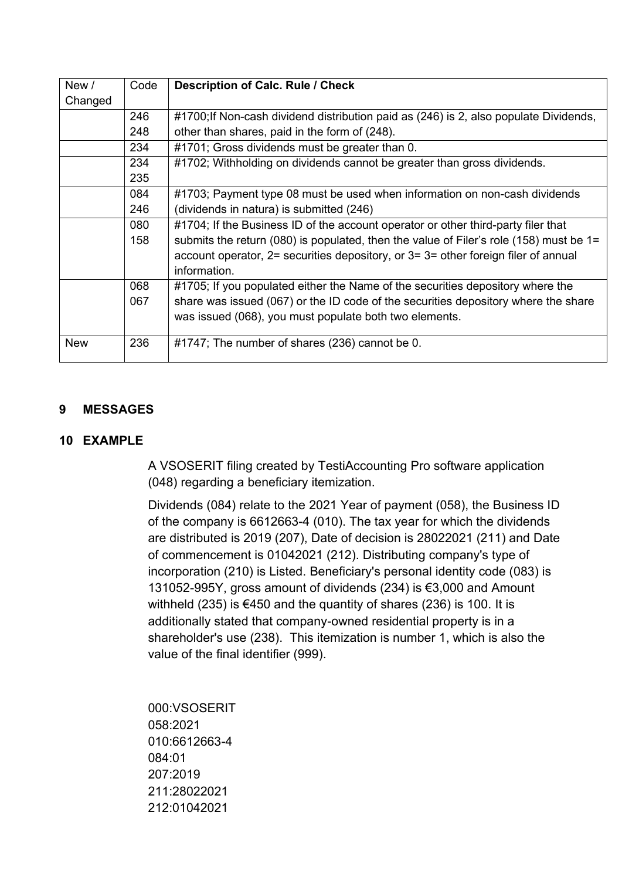| New / Changed | Code | Description of Calc. Rule / Check |
|---|---|---|
| | 246<br>248 | #1700;If Non-cash dividend distribution paid as (246) is 2, also populate Dividends, other than shares, paid in the form of (248). |
| | 234 | #1701; Gross dividends must be greater than 0. |
| | 234<br>235 | #1702; Withholding on dividends cannot be greater than gross dividends. |
| | 084<br>246 | #1703; Payment type 08 must be used when information on non-cash dividends (dividends in natura) is submitted (246) |
| | 080<br>158 | #1704; If the Business ID of the account operator or other third-party filer that submits the return (080) is populated, then the value of Filer's role (158) must be 1= account operator, 2= securities depository, or 3= 3= other foreign filer of annual information. |
| | 068<br>067 | #1705; If you populated either the Name of the securities depository where the share was issued (067) or the ID code of the securities depository where the share was issued (068), you must populate both two elements. |
| New | 236 | #1747; The number of shares (236) cannot be 0. |

## 9 MESSAGES

## 10 EXAMPLE

A VSOSERIT filing created by TestiAccounting Pro software application (048) regarding a beneficiary itemization.

Dividends (084) relate to the 2021 Year of payment (058), the Business ID of the company is 6612663-4 (010). The tax year for which the dividends are distributed is 2019 (207), Date of decision is 28022021 (211) and Date of commencement is 01042021 (212). Distributing company's type of incorporation (210) is Listed. Beneficiary's personal identity code (083) is 131052-995Y, gross amount of dividends (234) is €3,000 and Amount withheld (235) is €450 and the quantity of shares (236) is 100. It is additionally stated that company-owned residential property is in a shareholder's use (238). This itemization is number 1, which is also the value of the final identifier (999).

```
000:VSOSERIT
058:2021
010:6612663-4
084:01
207:2019
211:28022021
212:01042021
```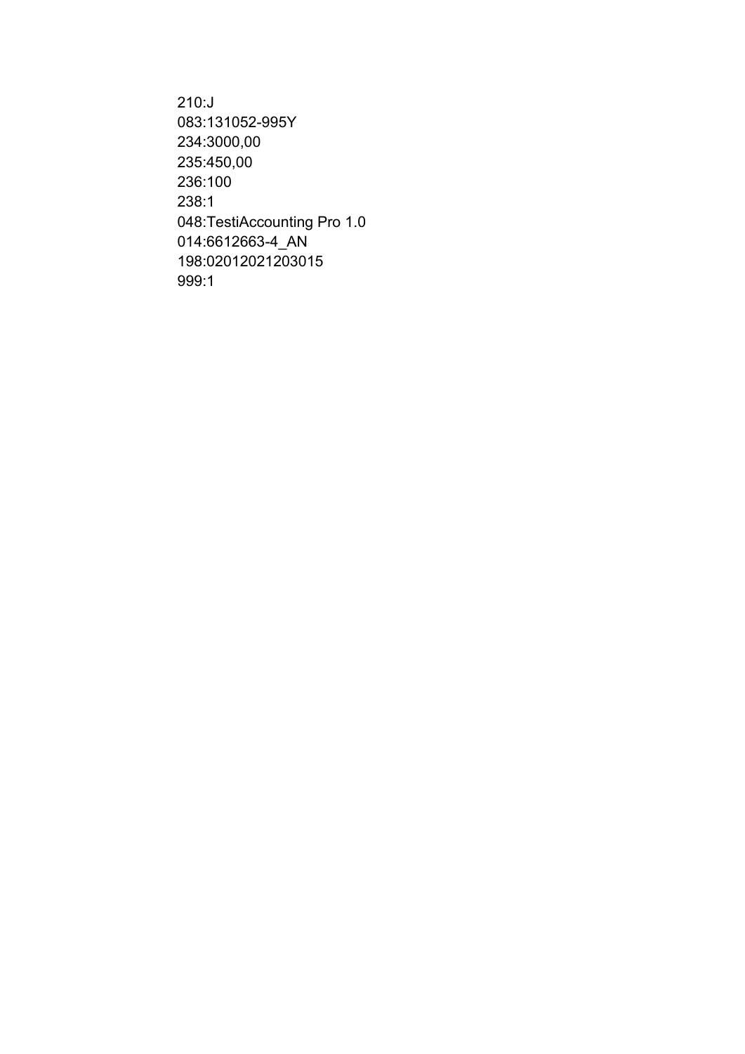210:J
083:131052-995Y
234:3000,00
235:450,00
236:100
238:1
048:TestiAccounting Pro 1.0
014:6612663-4_AN
198:02012021203015
999:1